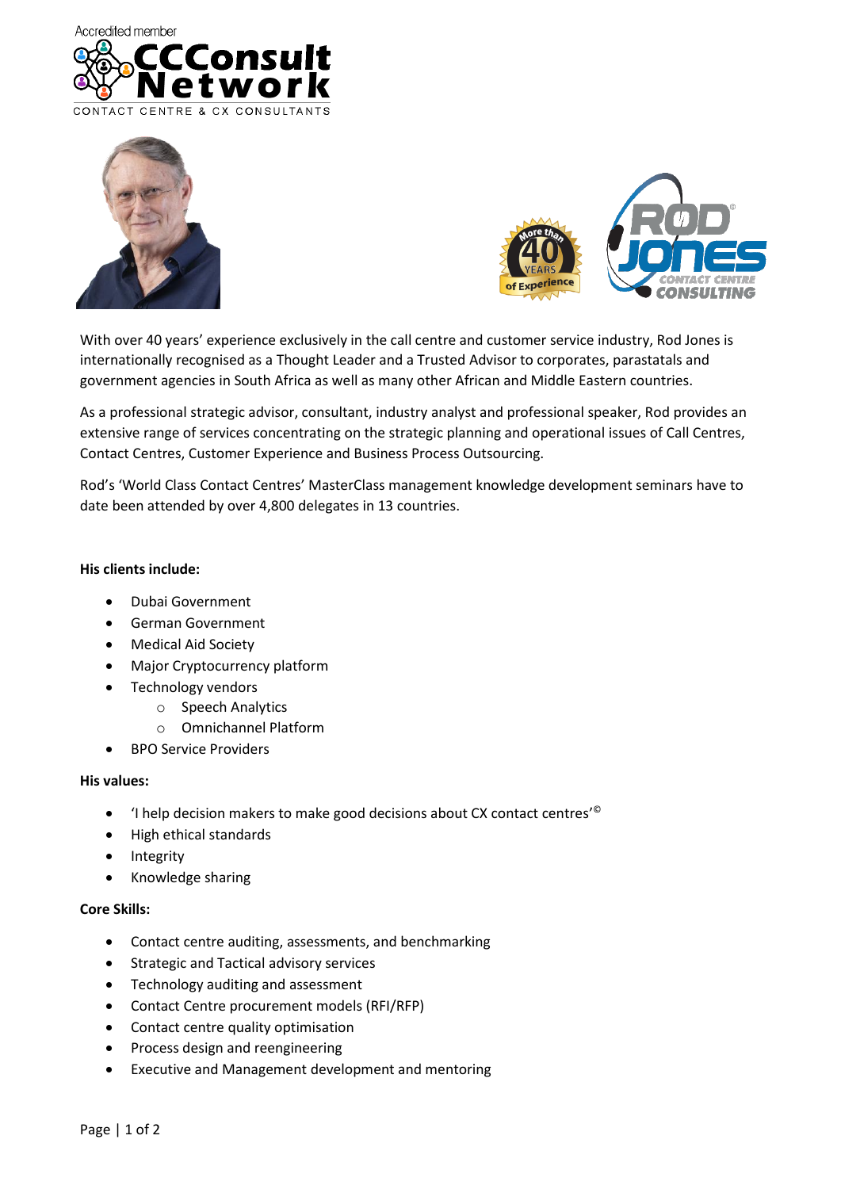Accredited member

CCConsult Network

CONTACT CENTRE & CX CONSULTANTS

More than 40 YEARS of Experience

ROD JONES CONTACT CENTRE CONSULTING

With over 40 years' experience exclusively in the call centre and customer service industry, Rod Jones is internationally recognised as a Thought Leader and a Trusted Advisor to corporates, parastatals and government agencies in South Africa as well as many other African and Middle Eastern countries.

As a professional strategic advisor, consultant, industry analyst and professional speaker, Rod provides an extensive range of services concentrating on the strategic planning and operational issues of Call Centres, Contact Centres, Customer Experience and Business Process Outsourcing.

Rod's 'World Class Contact Centres' MasterClass management knowledge development seminars have to date been attended by over 4,800 delegates in 13 countries.

**His clients include:**

- Dubai Government
- German Government
- Medical Aid Society
- Major Cryptocurrency platform
- Technology vendors
  - Speech Analytics
  - Omnichannel Platform
- BPO Service Providers

**His values:**

- 'I help decision makers to make good decisions about CX contact centres'©
- High ethical standards
- Integrity
- Knowledge sharing

**Core Skills:**

- Contact centre auditing, assessments, and benchmarking
- Strategic and Tactical advisory services
- Technology auditing and assessment
- Contact Centre procurement models (RFI/RFP)
- Contact centre quality optimisation
- Process design and reengineering
- Executive and Management development and mentoring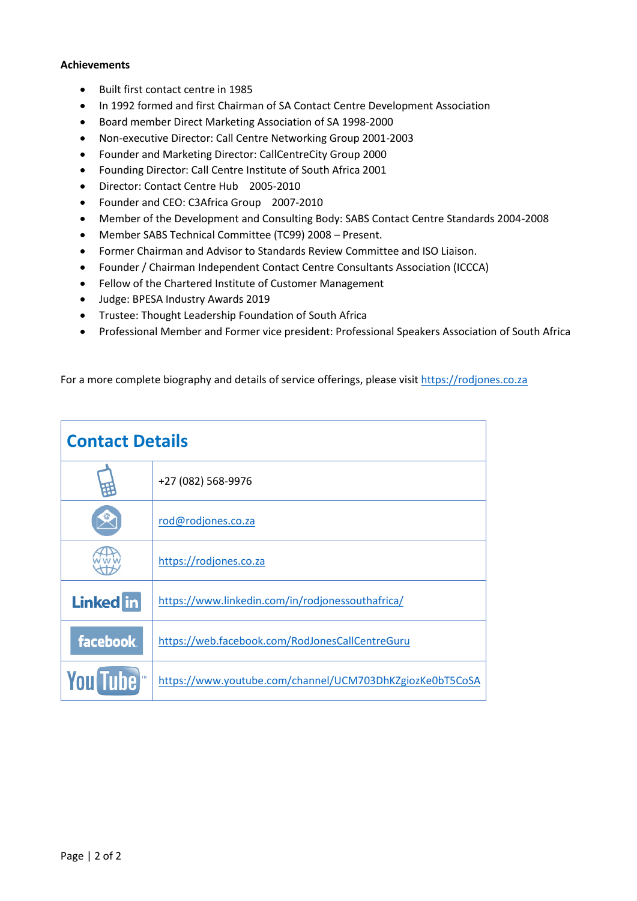**Achievements**

- Built first contact centre in 1985
- In 1992 formed and first Chairman of SA Contact Centre Development Association
- Board member Direct Marketing Association of SA 1998-2000
- Non-executive Director: Call Centre Networking Group 2001-2003
- Founder and Marketing Director: CallCentreCity Group 2000
- Founding Director: Call Centre Institute of South Africa 2001
- Director: Contact Centre Hub 2005-2010
- Founder and CEO: C3Africa Group 2007-2010
- Member of the Development and Consulting Body: SABS Contact Centre Standards 2004-2008
- Member SABS Technical Committee (TC99) 2008 – Present.
- Former Chairman and Advisor to Standards Review Committee and ISO Liaison.
- Founder / Chairman Independent Contact Centre Consultants Association (ICCCA)
- Fellow of the Chartered Institute of Customer Management
- Judge: BPESA Industry Awards 2019
- Trustee: Thought Leadership Foundation of South Africa
- Professional Member and Former vice president: Professional Speakers Association of South Africa

For a more complete biography and details of service offerings, please visit https://rodjones.co.za

| Contact Details | |
|---|---|
| Phone | +27 (082) 568-9976 |
| Email | rod@rodjones.co.za |
| WWW | https://rodjones.co.za |
| LinkedIn | https://www.linkedin.com/in/rodjonessouthafrica/ |
| facebook | https://web.facebook.com/RodJonesCallCentreGuru |
| YouTube | https://www.youtube.com/channel/UCM703DhKZgiozKe0bT5CoSA |